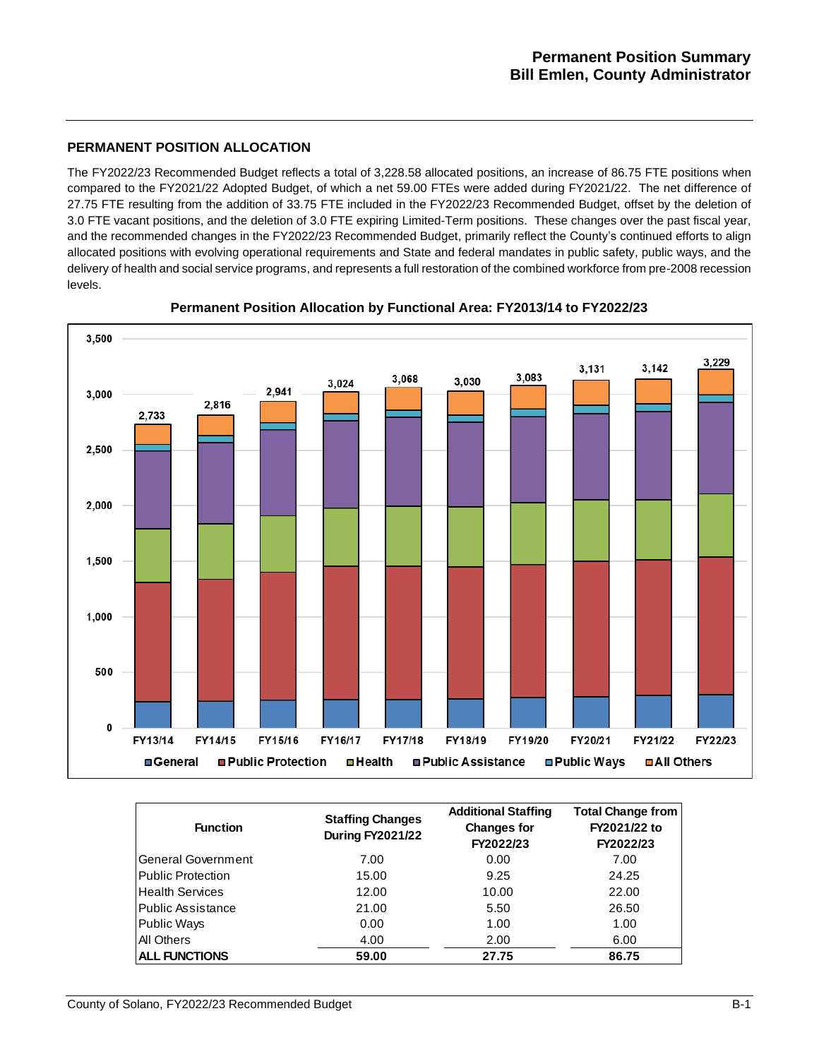# Permanent Position Summary
## Bill Emlen, County Administrator

### PERMANENT POSITION ALLOCATION

The FY2022/23 Recommended Budget reflects a total of 3,228.58 allocated positions, an increase of 86.75 FTE positions when compared to the FY2021/22 Adopted Budget, of which a net 59.00 FTEs were added during FY2021/22. The net difference of 27.75 FTE resulting from the addition of 33.75 FTE included in the FY2022/23 Recommended Budget, offset by the deletion of 3.0 FTE vacant positions, and the deletion of 3.0 FTE expiring Limited-Term positions. These changes over the past fiscal year, and the recommended changes in the FY2022/23 Recommended Budget, primarily reflect the County's continued efforts to align allocated positions with evolving operational requirements and State and federal mandates in public safety, public ways, and the delivery of health and social service programs, and represents a full restoration of the combined workforce from pre-2008 recession levels.

**Permanent Position Allocation by Functional Area: FY2013/14 to FY2022/23**

| Fiscal Year | Total Positions |
|---|---|
| FY13/14 | 2,733 |
| FY14/15 | 2,816 |
| FY15/16 | 2,941 |
| FY16/17 | 3,024 |
| FY17/18 | 3,068 |
| FY18/19 | 3,030 |
| FY19/20 | 3,083 |
| FY20/21 | 3,131 |
| FY21/22 | 3,142 |
| FY22/23 | 3,229 |

Legend: General, Public Protection, Health, Public Assistance, Public Ways, All Others

| Function | Staffing Changes During FY2021/22 | Additional Staffing Changes for FY2022/23 | Total Change from FY2021/22 to FY2022/23 |
|---|---|---|---|
| General Government | 7.00 | 0.00 | 7.00 |
| Public Protection | 15.00 | 9.25 | 24.25 |
| Health Services | 12.00 | 10.00 | 22.00 |
| Public Assistance | 21.00 | 5.50 | 26.50 |
| Public Ways | 0.00 | 1.00 | 1.00 |
| All Others | 4.00 | 2.00 | 6.00 |
| **ALL FUNCTIONS** | **59.00** | **27.75** | **86.75** |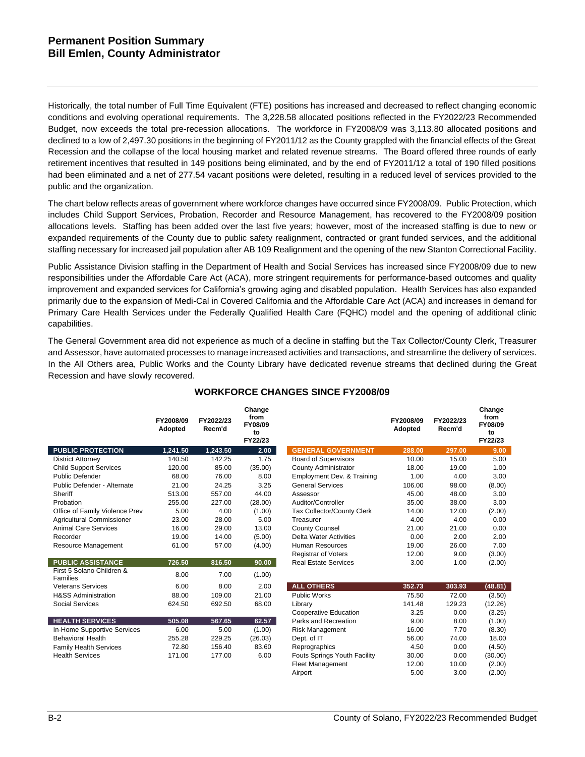# Permanent Position Summary
## Bill Emlen, County Administrator

Historically, the total number of Full Time Equivalent (FTE) positions has increased and decreased to reflect changing economic conditions and evolving operational requirements. The 3,228.58 allocated positions reflected in the FY2022/23 Recommended Budget, now exceeds the total pre-recession allocations. The workforce in FY2008/09 was 3,113.80 allocated positions and declined to a low of 2,497.30 positions in the beginning of FY2011/12 as the County grappled with the financial effects of the Great Recession and the collapse of the local housing market and related revenue streams. The Board offered three rounds of early retirement incentives that resulted in 149 positions being eliminated, and by the end of FY2011/12 a total of 190 filled positions had been eliminated and a net of 277.54 vacant positions were deleted, resulting in a reduced level of services provided to the public and the organization.

The chart below reflects areas of government where workforce changes have occurred since FY2008/09. Public Protection, which includes Child Support Services, Probation, Recorder and Resource Management, has recovered to the FY2008/09 position allocations levels. Staffing has been added over the last five years; however, most of the increased staffing is due to new or expanded requirements of the County due to public safety realignment, contracted or grant funded services, and the additional staffing necessary for increased jail population after AB 109 Realignment and the opening of the new Stanton Correctional Facility.

Public Assistance Division staffing in the Department of Health and Social Services has increased since FY2008/09 due to new responsibilities under the Affordable Care Act (ACA), more stringent requirements for performance-based outcomes and quality improvement and expanded services for California's growing aging and disabled population. Health Services has also expanded primarily due to the expansion of Medi-Cal in Covered California and the Affordable Care Act (ACA) and increases in demand for Primary Care Health Services under the Federally Qualified Health Care (FQHC) model and the opening of additional clinic capabilities.

The General Government area did not experience as much of a decline in staffing but the Tax Collector/County Clerk, Treasurer and Assessor, have automated processes to manage increased activities and transactions, and streamline the delivery of services. In the All Others area, Public Works and the County Library have dedicated revenue streams that declined during the Great Recession and have slowly recovered.

### WORKFORCE CHANGES SINCE FY2008/09

| | FY2008/09 Adopted | FY2022/23 Recm'd | Change from FY08/09 to FY22/23 |
|---|---|---|---|
| **PUBLIC PROTECTION** | **1,241.50** | **1,243.50** | **2.00** |
| District Attorney | 140.50 | 142.25 | 1.75 |
| Child Support Services | 120.00 | 85.00 | (35.00) |
| Public Defender | 68.00 | 76.00 | 8.00 |
| Public Defender - Alternate | 21.00 | 24.25 | 3.25 |
| Sheriff | 513.00 | 557.00 | 44.00 |
| Probation | 255.00 | 227.00 | (28.00) |
| Office of Family Violence Prev | 5.00 | 4.00 | (1.00) |
| Agricultural Commissioner | 23.00 | 28.00 | 5.00 |
| Animal Care Services | 16.00 | 29.00 | 13.00 |
| Recorder | 19.00 | 14.00 | (5.00) |
| Resource Management | 61.00 | 57.00 | (4.00) |
| **PUBLIC ASSISTANCE** | **726.50** | **816.50** | **90.00** |
| First 5 Solano Children & Families | 8.00 | 7.00 | (1.00) |
| Veterans Services | 6.00 | 8.00 | 2.00 |
| H&SS Administration | 88.00 | 109.00 | 21.00 |
| Social Services | 624.50 | 692.50 | 68.00 |
| **HEALTH SERVICES** | **505.08** | **567.65** | **62.57** |
| In-Home Supportive Services | 6.00 | 5.00 | (1.00) |
| Behavioral Health | 255.28 | 229.25 | (26.03) |
| Family Health Services | 72.80 | 156.40 | 83.60 |
| Health Services | 171.00 | 177.00 | 6.00 |

| | FY2008/09 Adopted | FY2022/23 Recm'd | Change from FY08/09 to FY22/23 |
|---|---|---|---|
| **GENERAL GOVERNMENT** | **288.00** | **297.00** | **9.00** |
| Board of Supervisors | 10.00 | 15.00 | 5.00 |
| County Administrator | 18.00 | 19.00 | 1.00 |
| Employment Dev. & Training | 1.00 | 4.00 | 3.00 |
| General Services | 106.00 | 98.00 | (8.00) |
| Assessor | 45.00 | 48.00 | 3.00 |
| Auditor/Controller | 35.00 | 38.00 | 3.00 |
| Tax Collector/County Clerk | 14.00 | 12.00 | (2.00) |
| Treasurer | 4.00 | 4.00 | 0.00 |
| County Counsel | 21.00 | 21.00 | 0.00 |
| Delta Water Activities | 0.00 | 2.00 | 2.00 |
| Human Resources | 19.00 | 26.00 | 7.00 |
| Registrar of Voters | 12.00 | 9.00 | (3.00) |
| Real Estate Services | 3.00 | 1.00 | (2.00) |
| **ALL OTHERS** | **352.73** | **303.93** | **(48.81)** |
| Public Works | 75.50 | 72.00 | (3.50) |
| Library | 141.48 | 129.23 | (12.26) |
| Cooperative Education | 3.25 | 0.00 | (3.25) |
| Parks and Recreation | 9.00 | 8.00 | (1.00) |
| Risk Management | 16.00 | 7.70 | (8.30) |
| Dept. of IT | 56.00 | 74.00 | 18.00 |
| Reprographics | 4.50 | 0.00 | (4.50) |
| Fouts Springs Youth Facility | 30.00 | 0.00 | (30.00) |
| Fleet Management | 12.00 | 10.00 | (2.00) |
| Airport | 5.00 | 3.00 | (2.00) |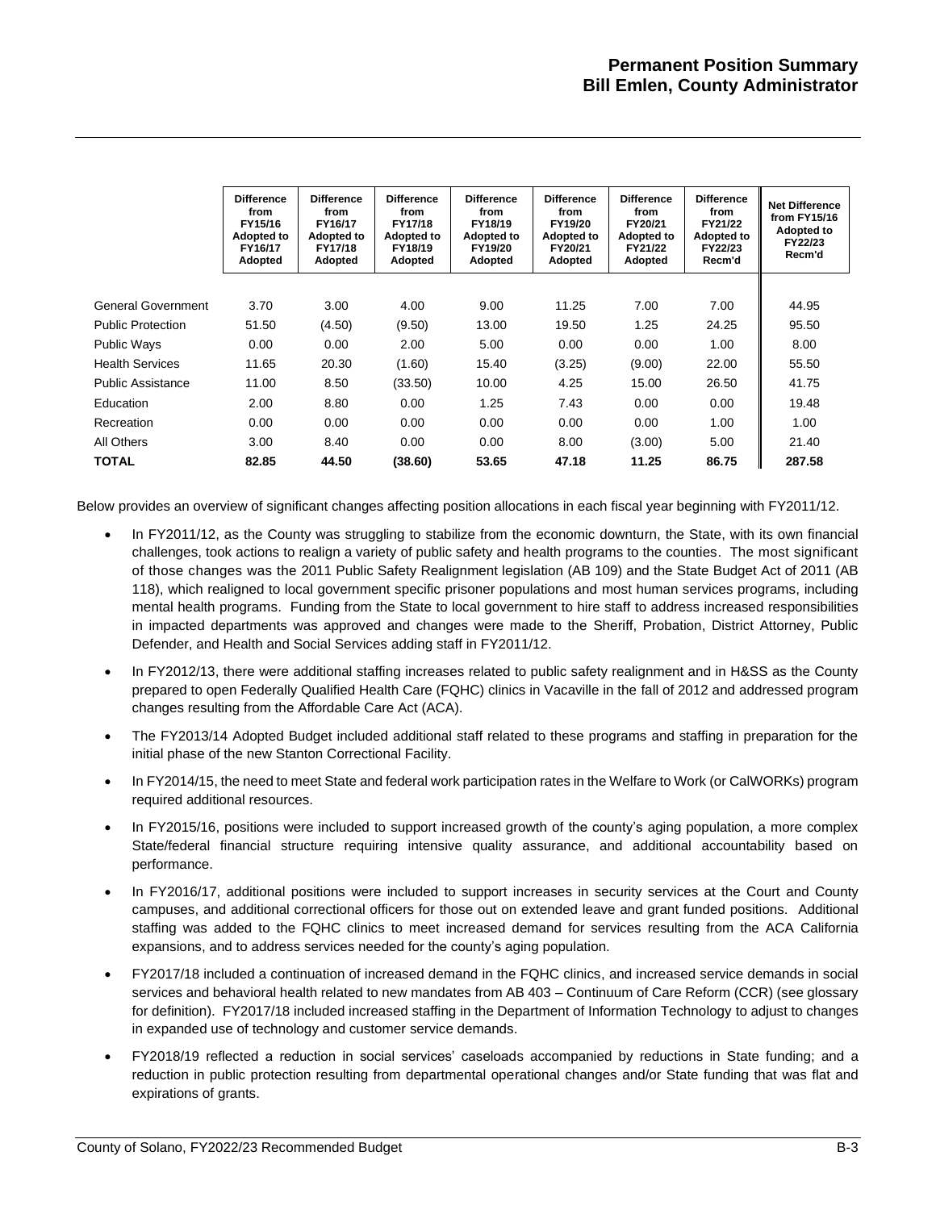## Permanent Position Summary
## Bill Emlen, County Administrator

| | Difference from FY15/16 Adopted to FY16/17 Adopted | Difference from FY16/17 Adopted to FY17/18 Adopted | Difference from FY17/18 Adopted to FY18/19 Adopted | Difference from FY18/19 Adopted to FY19/20 Adopted | Difference from FY19/20 Adopted to FY20/21 Adopted | Difference from FY20/21 Adopted to FY21/22 Adopted | Difference from FY21/22 Adopted to FY22/23 Recm'd | Net Difference from FY15/16 Adopted to FY22/23 Recm'd |
|---|---|---|---|---|---|---|---|---|
| General Government | 3.70 | 3.00 | 4.00 | 9.00 | 11.25 | 7.00 | 7.00 | 44.95 |
| Public Protection | 51.50 | (4.50) | (9.50) | 13.00 | 19.50 | 1.25 | 24.25 | 95.50 |
| Public Ways | 0.00 | 0.00 | 2.00 | 5.00 | 0.00 | 0.00 | 1.00 | 8.00 |
| Health Services | 11.65 | 20.30 | (1.60) | 15.40 | (3.25) | (9.00) | 22.00 | 55.50 |
| Public Assistance | 11.00 | 8.50 | (33.50) | 10.00 | 4.25 | 15.00 | 26.50 | 41.75 |
| Education | 2.00 | 8.80 | 0.00 | 1.25 | 7.43 | 0.00 | 0.00 | 19.48 |
| Recreation | 0.00 | 0.00 | 0.00 | 0.00 | 0.00 | 0.00 | 1.00 | 1.00 |
| All Others | 3.00 | 8.40 | 0.00 | 0.00 | 8.00 | (3.00) | 5.00 | 21.40 |
| **TOTAL** | **82.85** | **44.50** | **(38.60)** | **53.65** | **47.18** | **11.25** | **86.75** | **287.58** |

Below provides an overview of significant changes affecting position allocations in each fiscal year beginning with FY2011/12.

- In FY2011/12, as the County was struggling to stabilize from the economic downturn, the State, with its own financial challenges, took actions to realign a variety of public safety and health programs to the counties. The most significant of those changes was the 2011 Public Safety Realignment legislation (AB 109) and the State Budget Act of 2011 (AB 118), which realigned to local government specific prisoner populations and most human services programs, including mental health programs. Funding from the State to local government to hire staff to address increased responsibilities in impacted departments was approved and changes were made to the Sheriff, Probation, District Attorney, Public Defender, and Health and Social Services adding staff in FY2011/12.
- In FY2012/13, there were additional staffing increases related to public safety realignment and in H&SS as the County prepared to open Federally Qualified Health Care (FQHC) clinics in Vacaville in the fall of 2012 and addressed program changes resulting from the Affordable Care Act (ACA).
- The FY2013/14 Adopted Budget included additional staff related to these programs and staffing in preparation for the initial phase of the new Stanton Correctional Facility.
- In FY2014/15, the need to meet State and federal work participation rates in the Welfare to Work (or CalWORKs) program required additional resources.
- In FY2015/16, positions were included to support increased growth of the county's aging population, a more complex State/federal financial structure requiring intensive quality assurance, and additional accountability based on performance.
- In FY2016/17, additional positions were included to support increases in security services at the Court and County campuses, and additional correctional officers for those out on extended leave and grant funded positions. Additional staffing was added to the FQHC clinics to meet increased demand for services resulting from the ACA California expansions, and to address services needed for the county's aging population.
- FY2017/18 included a continuation of increased demand in the FQHC clinics, and increased service demands in social services and behavioral health related to new mandates from AB 403 – Continuum of Care Reform (CCR) (see glossary for definition). FY2017/18 included increased staffing in the Department of Information Technology to adjust to changes in expanded use of technology and customer service demands.
- FY2018/19 reflected a reduction in social services' caseloads accompanied by reductions in State funding; and a reduction in public protection resulting from departmental operational changes and/or State funding that was flat and expirations of grants.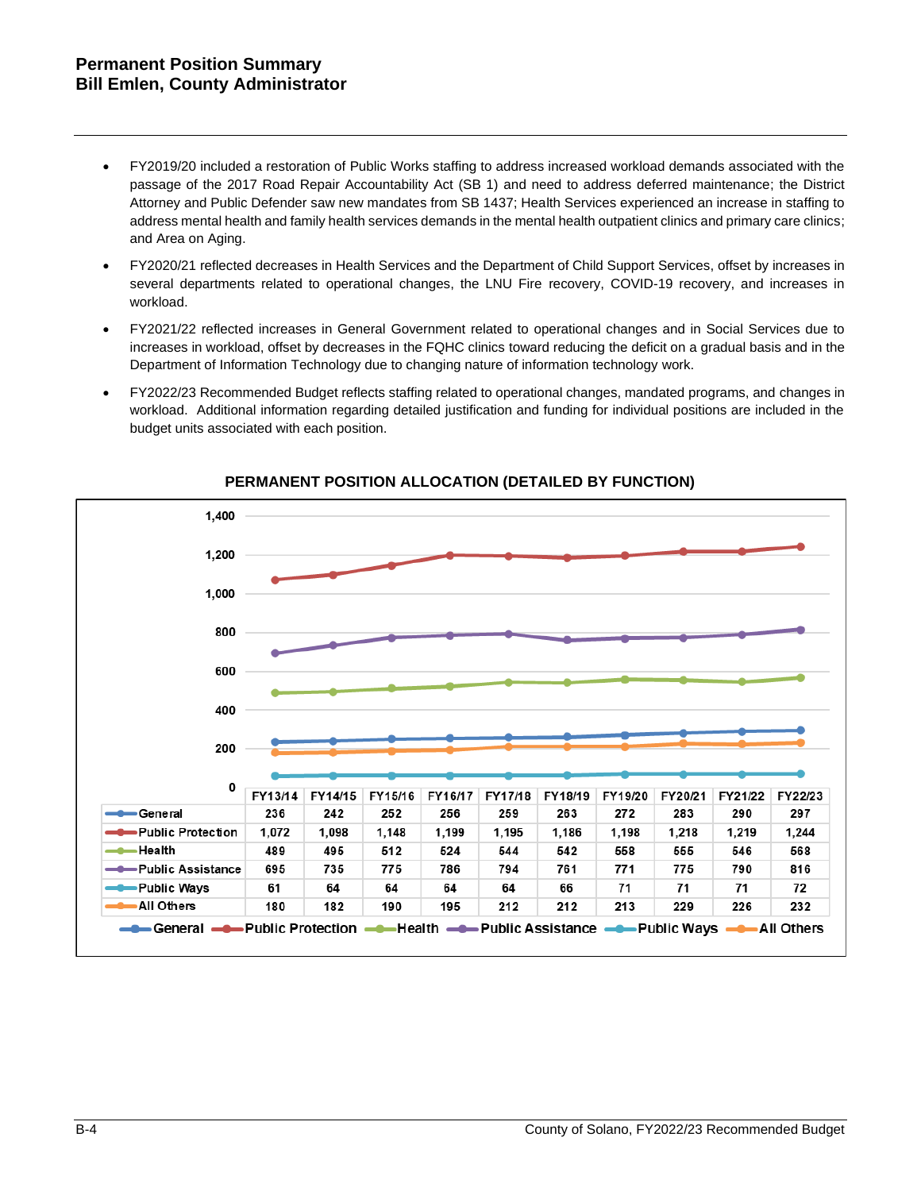# Permanent Position Summary
## Bill Emlen, County Administrator

- FY2019/20 included a restoration of Public Works staffing to address increased workload demands associated with the passage of the 2017 Road Repair Accountability Act (SB 1) and need to address deferred maintenance; the District Attorney and Public Defender saw new mandates from SB 1437; Health Services experienced an increase in staffing to address mental health and family health services demands in the mental health outpatient clinics and primary care clinics; and Area on Aging.
- FY2020/21 reflected decreases in Health Services and the Department of Child Support Services, offset by increases in several departments related to operational changes, the LNU Fire recovery, COVID-19 recovery, and increases in workload.
- FY2021/22 reflected increases in General Government related to operational changes and in Social Services due to increases in workload, offset by decreases in the FQHC clinics toward reducing the deficit on a gradual basis and in the Department of Information Technology due to changing nature of information technology work.
- FY2022/23 Recommended Budget reflects staffing related to operational changes, mandated programs, and changes in workload. Additional information regarding detailed justification and funding for individual positions are included in the budget units associated with each position.

**PERMANENT POSITION ALLOCATION (DETAILED BY FUNCTION)**

| | FY13/14 | FY14/15 | FY15/16 | FY16/17 | FY17/18 | FY18/19 | FY19/20 | FY20/21 | FY21/22 | FY22/23 |
|---|---|---|---|---|---|---|---|---|---|---|
| General | 236 | 242 | 252 | 256 | 259 | 263 | 272 | 283 | 290 | 297 |
| Public Protection | 1,072 | 1,098 | 1,148 | 1,199 | 1,195 | 1,186 | 1,198 | 1,218 | 1,219 | 1,244 |
| Health | 489 | 495 | 512 | 524 | 544 | 542 | 558 | 555 | 546 | 568 |
| Public Assistance | 695 | 735 | 775 | 786 | 794 | 761 | 771 | 775 | 790 | 816 |
| Public Ways | 61 | 64 | 64 | 64 | 64 | 66 | 71 | 71 | 71 | 72 |
| All Others | 180 | 182 | 190 | 195 | 212 | 212 | 213 | 229 | 226 | 232 |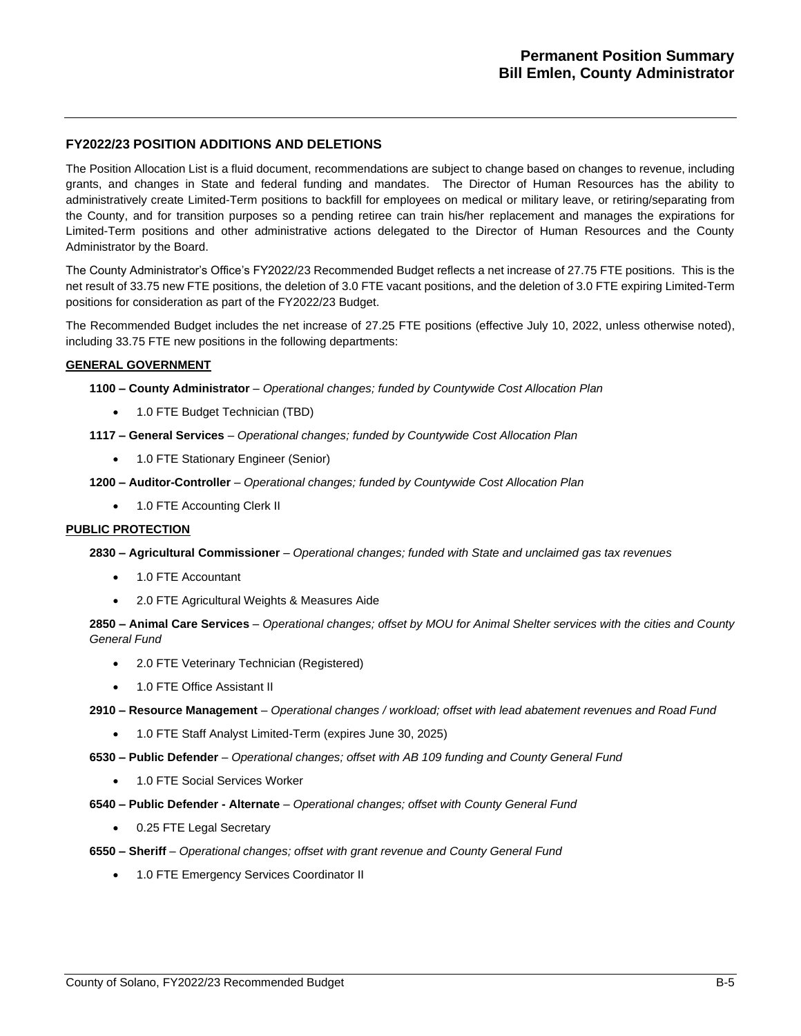## FY2022/23 POSITION ADDITIONS AND DELETIONS

The Position Allocation List is a fluid document, recommendations are subject to change based on changes to revenue, including grants, and changes in State and federal funding and mandates. The Director of Human Resources has the ability to administratively create Limited-Term positions to backfill for employees on medical or military leave, or retiring/separating from the County, and for transition purposes so a pending retiree can train his/her replacement and manages the expirations for Limited-Term positions and other administrative actions delegated to the Director of Human Resources and the County Administrator by the Board.

The County Administrator's Office's FY2022/23 Recommended Budget reflects a net increase of 27.75 FTE positions. This is the net result of 33.75 new FTE positions, the deletion of 3.0 FTE vacant positions, and the deletion of 3.0 FTE expiring Limited-Term positions for consideration as part of the FY2022/23 Budget.

The Recommended Budget includes the net increase of 27.25 FTE positions (effective July 10, 2022, unless otherwise noted), including 33.75 FTE new positions in the following departments:

**GENERAL GOVERNMENT**

**1100 – County Administrator** – *Operational changes; funded by Countywide Cost Allocation Plan*

- 1.0 FTE Budget Technician (TBD)

**1117 – General Services** – *Operational changes; funded by Countywide Cost Allocation Plan*

- 1.0 FTE Stationary Engineer (Senior)

**1200 – Auditor-Controller** – *Operational changes; funded by Countywide Cost Allocation Plan*

- 1.0 FTE Accounting Clerk II

**PUBLIC PROTECTION**

**2830 – Agricultural Commissioner** – *Operational changes; funded with State and unclaimed gas tax revenues*

- 1.0 FTE Accountant
- 2.0 FTE Agricultural Weights & Measures Aide

**2850 – Animal Care Services** – *Operational changes; offset by MOU for Animal Shelter services with the cities and County General Fund*

- 2.0 FTE Veterinary Technician (Registered)
- 1.0 FTE Office Assistant II

**2910 – Resource Management** – *Operational changes / workload; offset with lead abatement revenues and Road Fund*

- 1.0 FTE Staff Analyst Limited-Term (expires June 30, 2025)

**6530 – Public Defender** – *Operational changes; offset with AB 109 funding and County General Fund*

- 1.0 FTE Social Services Worker

**6540 – Public Defender - Alternate** – *Operational changes; offset with County General Fund*

- 0.25 FTE Legal Secretary

**6550 – Sheriff** – *Operational changes; offset with grant revenue and County General Fund*

- 1.0 FTE Emergency Services Coordinator II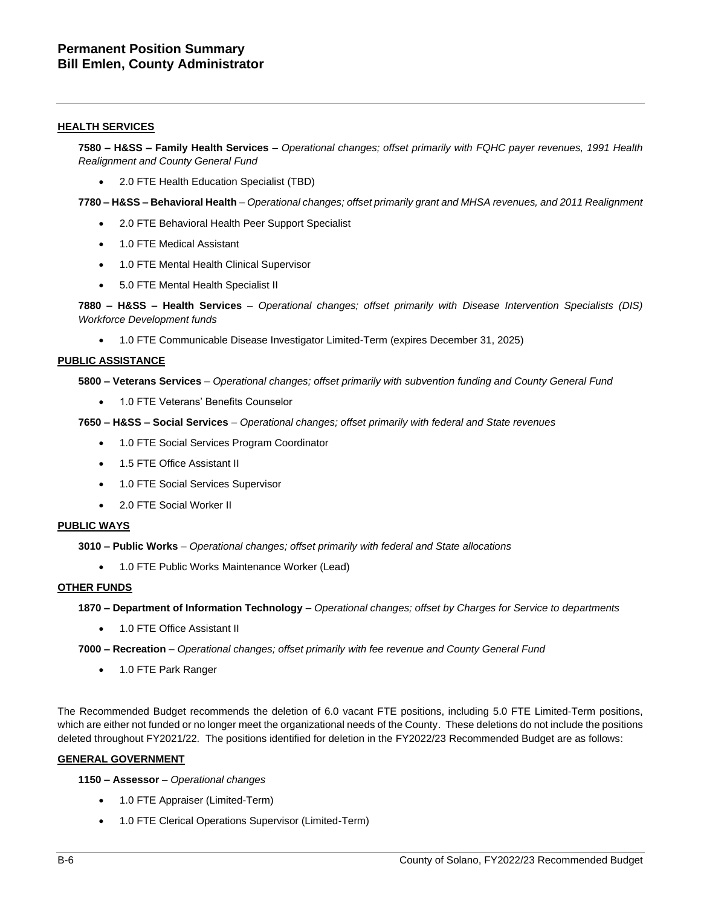**HEALTH SERVICES**

**7580 – H&SS – Family Health Services** – *Operational changes; offset primarily with FQHC payer revenues, 1991 Health Realignment and County General Fund*

- 2.0 FTE Health Education Specialist (TBD)

**7780 – H&SS – Behavioral Health** – *Operational changes; offset primarily grant and MHSA revenues, and 2011 Realignment*

- 2.0 FTE Behavioral Health Peer Support Specialist
- 1.0 FTE Medical Assistant
- 1.0 FTE Mental Health Clinical Supervisor
- 5.0 FTE Mental Health Specialist II

**7880 – H&SS – Health Services** – *Operational changes; offset primarily with Disease Intervention Specialists (DIS) Workforce Development funds*

- 1.0 FTE Communicable Disease Investigator Limited-Term (expires December 31, 2025)

**PUBLIC ASSISTANCE**

**5800 – Veterans Services** – *Operational changes; offset primarily with subvention funding and County General Fund*

- 1.0 FTE Veterans' Benefits Counselor

**7650 – H&SS – Social Services** – *Operational changes; offset primarily with federal and State revenues*

- 1.0 FTE Social Services Program Coordinator
- 1.5 FTE Office Assistant II
- 1.0 FTE Social Services Supervisor
- 2.0 FTE Social Worker II

**PUBLIC WAYS**

**3010 – Public Works** – *Operational changes; offset primarily with federal and State allocations*

- 1.0 FTE Public Works Maintenance Worker (Lead)

**OTHER FUNDS**

**1870 – Department of Information Technology** – *Operational changes; offset by Charges for Service to departments*

- 1.0 FTE Office Assistant II

**7000 – Recreation** – *Operational changes; offset primarily with fee revenue and County General Fund*

- 1.0 FTE Park Ranger

The Recommended Budget recommends the deletion of 6.0 vacant FTE positions, including 5.0 FTE Limited-Term positions, which are either not funded or no longer meet the organizational needs of the County. These deletions do not include the positions deleted throughout FY2021/22. The positions identified for deletion in the FY2022/23 Recommended Budget are as follows:

**GENERAL GOVERNMENT**

**1150 – Assessor** – *Operational changes*

- 1.0 FTE Appraiser (Limited-Term)
- 1.0 FTE Clerical Operations Supervisor (Limited-Term)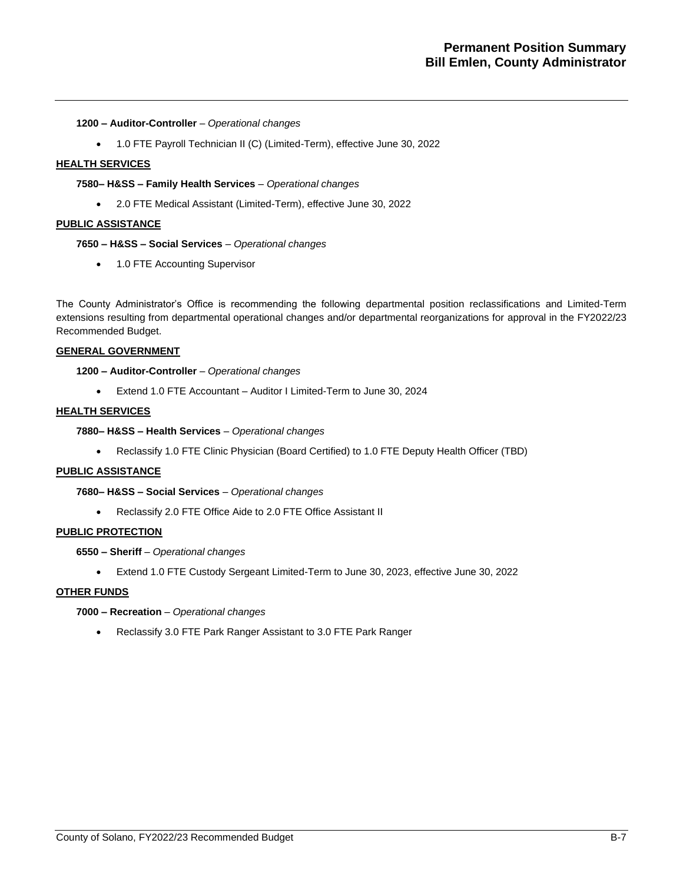**1200 – Auditor-Controller** – *Operational changes*

- 1.0 FTE Payroll Technician II (C) (Limited-Term), effective June 30, 2022

**HEALTH SERVICES**

**7580– H&SS – Family Health Services** – *Operational changes*

- 2.0 FTE Medical Assistant (Limited-Term), effective June 30, 2022

**PUBLIC ASSISTANCE**

**7650 – H&SS – Social Services** – *Operational changes*

- 1.0 FTE Accounting Supervisor

The County Administrator's Office is recommending the following departmental position reclassifications and Limited-Term extensions resulting from departmental operational changes and/or departmental reorganizations for approval in the FY2022/23 Recommended Budget.

**GENERAL GOVERNMENT**

**1200 – Auditor-Controller** – *Operational changes*

- Extend 1.0 FTE Accountant – Auditor I Limited-Term to June 30, 2024

**HEALTH SERVICES**

**7880– H&SS – Health Services** – *Operational changes*

- Reclassify 1.0 FTE Clinic Physician (Board Certified) to 1.0 FTE Deputy Health Officer (TBD)

**PUBLIC ASSISTANCE**

**7680– H&SS – Social Services** – *Operational changes*

- Reclassify 2.0 FTE Office Aide to 2.0 FTE Office Assistant II

**PUBLIC PROTECTION**

**6550 – Sheriff** – *Operational changes*

- Extend 1.0 FTE Custody Sergeant Limited-Term to June 30, 2023, effective June 30, 2022

**OTHER FUNDS**

**7000 – Recreation** – *Operational changes*

- Reclassify 3.0 FTE Park Ranger Assistant to 3.0 FTE Park Ranger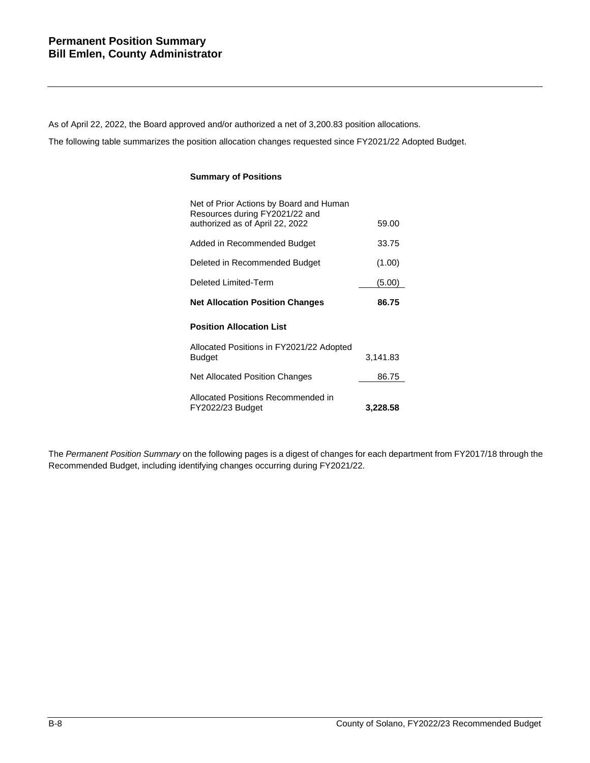# Permanent Position Summary
## Bill Emlen, County Administrator

As of April 22, 2022, the Board approved and/or authorized a net of 3,200.83 position allocations.

The following table summarizes the position allocation changes requested since FY2021/22 Adopted Budget.

| **Summary of Positions** | |
|---|---|
| Net of Prior Actions by Board and Human Resources during FY2021/22 and authorized as of April 22, 2022 | 59.00 |
| Added in Recommended Budget | 33.75 |
| Deleted in Recommended Budget | (1.00) |
| Deleted Limited-Term | (5.00) |
| **Net Allocation Position Changes** | **86.75** |
| **Position Allocation List** | |
| Allocated Positions in FY2021/22 Adopted Budget | 3,141.83 |
| Net Allocated Position Changes | 86.75 |
| Allocated Positions Recommended in FY2022/23 Budget | **3,228.58** |

The *Permanent Position Summary* on the following pages is a digest of changes for each department from FY2017/18 through the Recommended Budget, including identifying changes occurring during FY2021/22.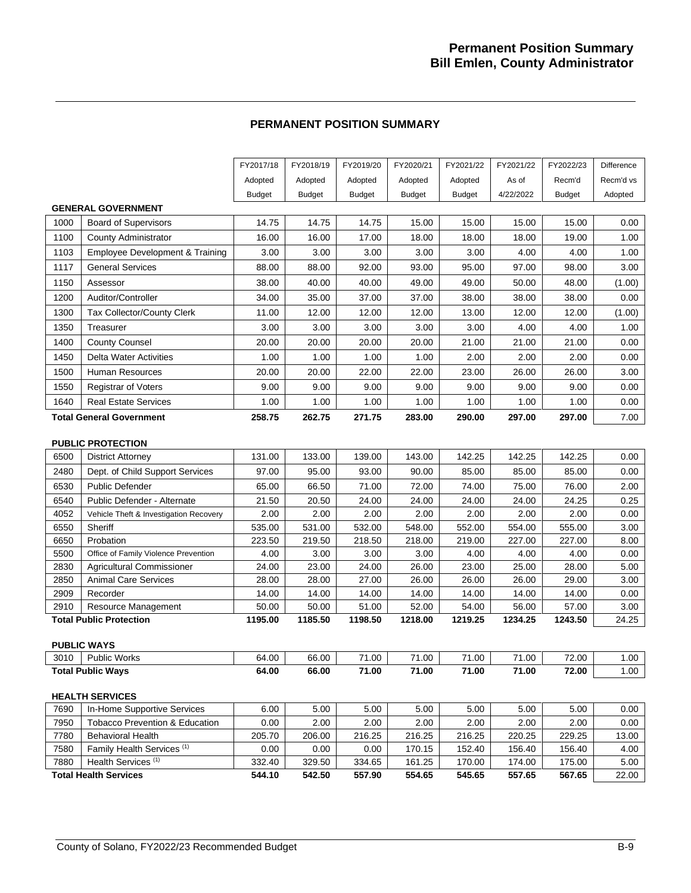## PERMANENT POSITION SUMMARY

| | | FY2017/18 Adopted Budget | FY2018/19 Adopted Budget | FY2019/20 Adopted Budget | FY2020/21 Adopted Budget | FY2021/22 Adopted Budget | FY2021/22 As of 4/22/2022 | FY2022/23 Recm'd Budget | Difference Recm'd vs Adopted |
|---|---|---|---|---|---|---|---|---|---|
| **GENERAL GOVERNMENT** | | | | | | | | | |
| 1000 | Board of Supervisors | 14.75 | 14.75 | 14.75 | 15.00 | 15.00 | 15.00 | 15.00 | 0.00 |
| 1100 | County Administrator | 16.00 | 16.00 | 17.00 | 18.00 | 18.00 | 18.00 | 19.00 | 1.00 |
| 1103 | Employee Development & Training | 3.00 | 3.00 | 3.00 | 3.00 | 3.00 | 4.00 | 4.00 | 1.00 |
| 1117 | General Services | 88.00 | 88.00 | 92.00 | 93.00 | 95.00 | 97.00 | 98.00 | 3.00 |
| 1150 | Assessor | 38.00 | 40.00 | 40.00 | 49.00 | 49.00 | 50.00 | 48.00 | (1.00) |
| 1200 | Auditor/Controller | 34.00 | 35.00 | 37.00 | 37.00 | 38.00 | 38.00 | 38.00 | 0.00 |
| 1300 | Tax Collector/County Clerk | 11.00 | 12.00 | 12.00 | 12.00 | 13.00 | 12.00 | 12.00 | (1.00) |
| 1350 | Treasurer | 3.00 | 3.00 | 3.00 | 3.00 | 3.00 | 4.00 | 4.00 | 1.00 |
| 1400 | County Counsel | 20.00 | 20.00 | 20.00 | 20.00 | 21.00 | 21.00 | 21.00 | 0.00 |
| 1450 | Delta Water Activities | 1.00 | 1.00 | 1.00 | 1.00 | 2.00 | 2.00 | 2.00 | 0.00 |
| 1500 | Human Resources | 20.00 | 20.00 | 22.00 | 22.00 | 23.00 | 26.00 | 26.00 | 3.00 |
| 1550 | Registrar of Voters | 9.00 | 9.00 | 9.00 | 9.00 | 9.00 | 9.00 | 9.00 | 0.00 |
| 1640 | Real Estate Services | 1.00 | 1.00 | 1.00 | 1.00 | 1.00 | 1.00 | 1.00 | 0.00 |
| **Total General Government** | | **258.75** | **262.75** | **271.75** | **283.00** | **290.00** | **297.00** | **297.00** | 7.00 |
| **PUBLIC PROTECTION** | | | | | | | | | |
| 6500 | District Attorney | 131.00 | 133.00 | 139.00 | 143.00 | 142.25 | 142.25 | 142.25 | 0.00 |
| 2480 | Dept. of Child Support Services | 97.00 | 95.00 | 93.00 | 90.00 | 85.00 | 85.00 | 85.00 | 0.00 |
| 6530 | Public Defender | 65.00 | 66.50 | 71.00 | 72.00 | 74.00 | 75.00 | 76.00 | 2.00 |
| 6540 | Public Defender - Alternate | 21.50 | 20.50 | 24.00 | 24.00 | 24.00 | 24.00 | 24.25 | 0.25 |
| 4052 | Vehicle Theft & Investigation Recovery | 2.00 | 2.00 | 2.00 | 2.00 | 2.00 | 2.00 | 2.00 | 0.00 |
| 6550 | Sheriff | 535.00 | 531.00 | 532.00 | 548.00 | 552.00 | 554.00 | 555.00 | 3.00 |
| 6650 | Probation | 223.50 | 219.50 | 218.50 | 218.00 | 219.00 | 227.00 | 227.00 | 8.00 |
| 5500 | Office of Family Violence Prevention | 4.00 | 3.00 | 3.00 | 3.00 | 4.00 | 4.00 | 4.00 | 0.00 |
| 2830 | Agricultural Commissioner | 24.00 | 23.00 | 24.00 | 26.00 | 23.00 | 25.00 | 28.00 | 5.00 |
| 2850 | Animal Care Services | 28.00 | 28.00 | 27.00 | 26.00 | 26.00 | 26.00 | 29.00 | 3.00 |
| 2909 | Recorder | 14.00 | 14.00 | 14.00 | 14.00 | 14.00 | 14.00 | 14.00 | 0.00 |
| 2910 | Resource Management | 50.00 | 50.00 | 51.00 | 52.00 | 54.00 | 56.00 | 57.00 | 3.00 |
| **Total Public Protection** | | **1195.00** | **1185.50** | **1198.50** | **1218.00** | **1219.25** | **1234.25** | **1243.50** | 24.25 |
| **PUBLIC WAYS** | | | | | | | | | |
| 3010 | Public Works | 64.00 | 66.00 | 71.00 | 71.00 | 71.00 | 71.00 | 72.00 | 1.00 |
| **Total Public Ways** | | **64.00** | **66.00** | **71.00** | **71.00** | **71.00** | **71.00** | **72.00** | 1.00 |
| **HEALTH SERVICES** | | | | | | | | | |
| 7690 | In-Home Supportive Services | 6.00 | 5.00 | 5.00 | 5.00 | 5.00 | 5.00 | 5.00 | 0.00 |
| 7950 | Tobacco Prevention & Education | 0.00 | 2.00 | 2.00 | 2.00 | 2.00 | 2.00 | 2.00 | 0.00 |
| 7780 | Behavioral Health | 205.70 | 206.00 | 216.25 | 216.25 | 216.25 | 220.25 | 229.25 | 13.00 |
| 7580 | Family Health Services (1) | 0.00 | 0.00 | 0.00 | 170.15 | 152.40 | 156.40 | 156.40 | 4.00 |
| 7880 | Health Services (1) | 332.40 | 329.50 | 334.65 | 161.25 | 170.00 | 174.00 | 175.00 | 5.00 |
| **Total Health Services** | | **544.10** | **542.50** | **557.90** | **554.65** | **545.65** | **557.65** | **567.65** | 22.00 |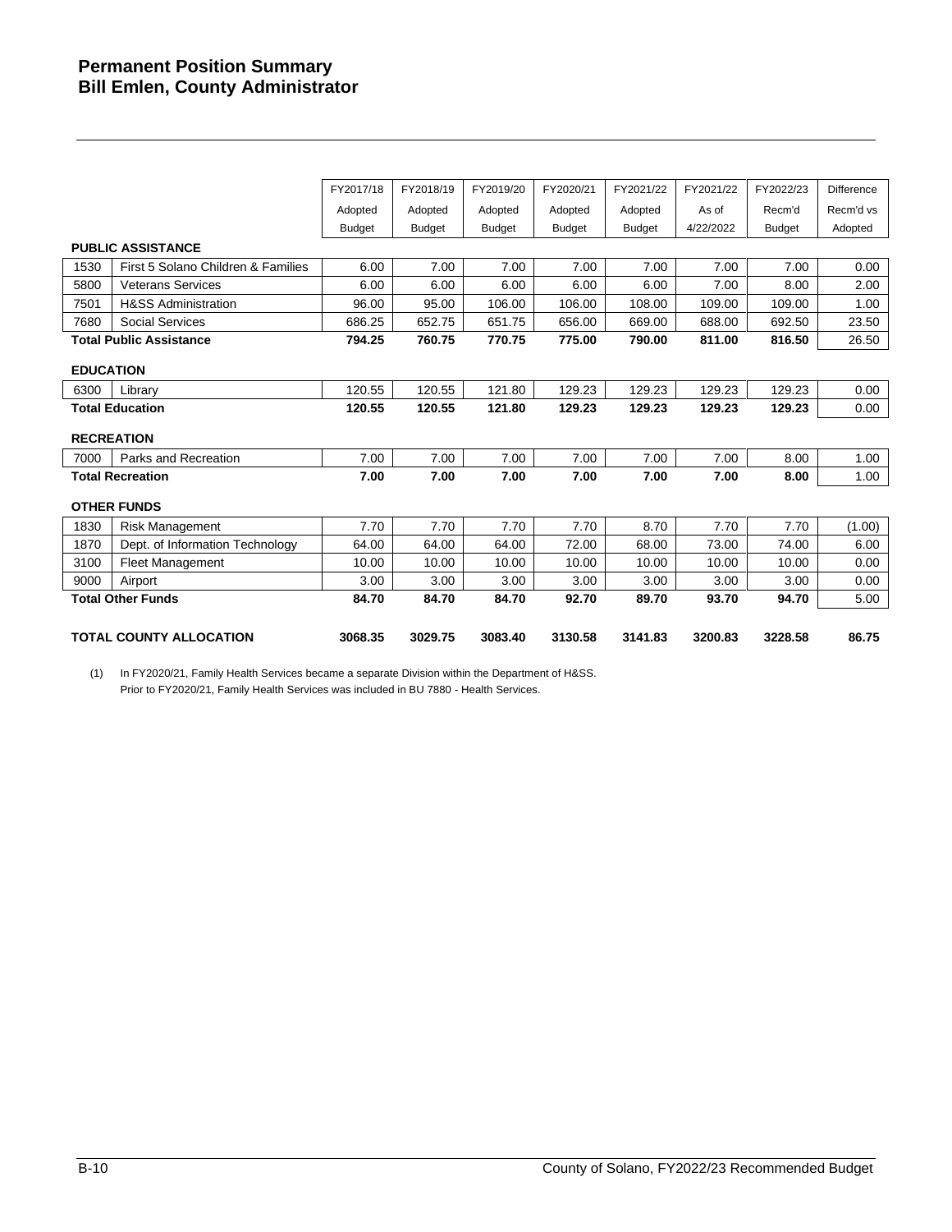**Permanent Position Summary**
**Bill Emlen, County Administrator**

| | | FY2017/18 Adopted Budget | FY2018/19 Adopted Budget | FY2019/20 Adopted Budget | FY2020/21 Adopted Budget | FY2021/22 Adopted Budget | FY2021/22 As of 4/22/2022 | FY2022/23 Recm'd Budget | Difference Recm'd vs Adopted |
|---|---|---|---|---|---|---|---|---|---|
| **PUBLIC ASSISTANCE** | | | | | | | | | |
| 1530 | First 5 Solano Children & Families | 6.00 | 7.00 | 7.00 | 7.00 | 7.00 | 7.00 | 7.00 | 0.00 |
| 5800 | Veterans Services | 6.00 | 6.00 | 6.00 | 6.00 | 6.00 | 7.00 | 8.00 | 2.00 |
| 7501 | H&SS Administration | 96.00 | 95.00 | 106.00 | 106.00 | 108.00 | 109.00 | 109.00 | 1.00 |
| 7680 | Social Services | 686.25 | 652.75 | 651.75 | 656.00 | 669.00 | 688.00 | 692.50 | 23.50 |
| **Total Public Assistance** | | **794.25** | **760.75** | **770.75** | **775.00** | **790.00** | **811.00** | **816.50** | 26.50 |
| **EDUCATION** | | | | | | | | | |
| 6300 | Library | 120.55 | 120.55 | 121.80 | 129.23 | 129.23 | 129.23 | 129.23 | 0.00 |
| **Total Education** | | **120.55** | **120.55** | **121.80** | **129.23** | **129.23** | **129.23** | **129.23** | 0.00 |
| **RECREATION** | | | | | | | | | |
| 7000 | Parks and Recreation | 7.00 | 7.00 | 7.00 | 7.00 | 7.00 | 7.00 | 8.00 | 1.00 |
| **Total Recreation** | | **7.00** | **7.00** | **7.00** | **7.00** | **7.00** | **7.00** | **8.00** | 1.00 |
| **OTHER FUNDS** | | | | | | | | | |
| 1830 | Risk Management | 7.70 | 7.70 | 7.70 | 7.70 | 8.70 | 7.70 | 7.70 | (1.00) |
| 1870 | Dept. of Information Technology | 64.00 | 64.00 | 64.00 | 72.00 | 68.00 | 73.00 | 74.00 | 6.00 |
| 3100 | Fleet Management | 10.00 | 10.00 | 10.00 | 10.00 | 10.00 | 10.00 | 10.00 | 0.00 |
| 9000 | Airport | 3.00 | 3.00 | 3.00 | 3.00 | 3.00 | 3.00 | 3.00 | 0.00 |
| **Total Other Funds** | | **84.70** | **84.70** | **84.70** | **92.70** | **89.70** | **93.70** | **94.70** | 5.00 |
| **TOTAL COUNTY ALLOCATION** | | **3068.35** | **3029.75** | **3083.40** | **3130.58** | **3141.83** | **3200.83** | **3228.58** | **86.75** |

(1) In FY2020/21, Family Health Services became a separate Division within the Department of H&SS. Prior to FY2020/21, Family Health Services was included in BU 7880 - Health Services.